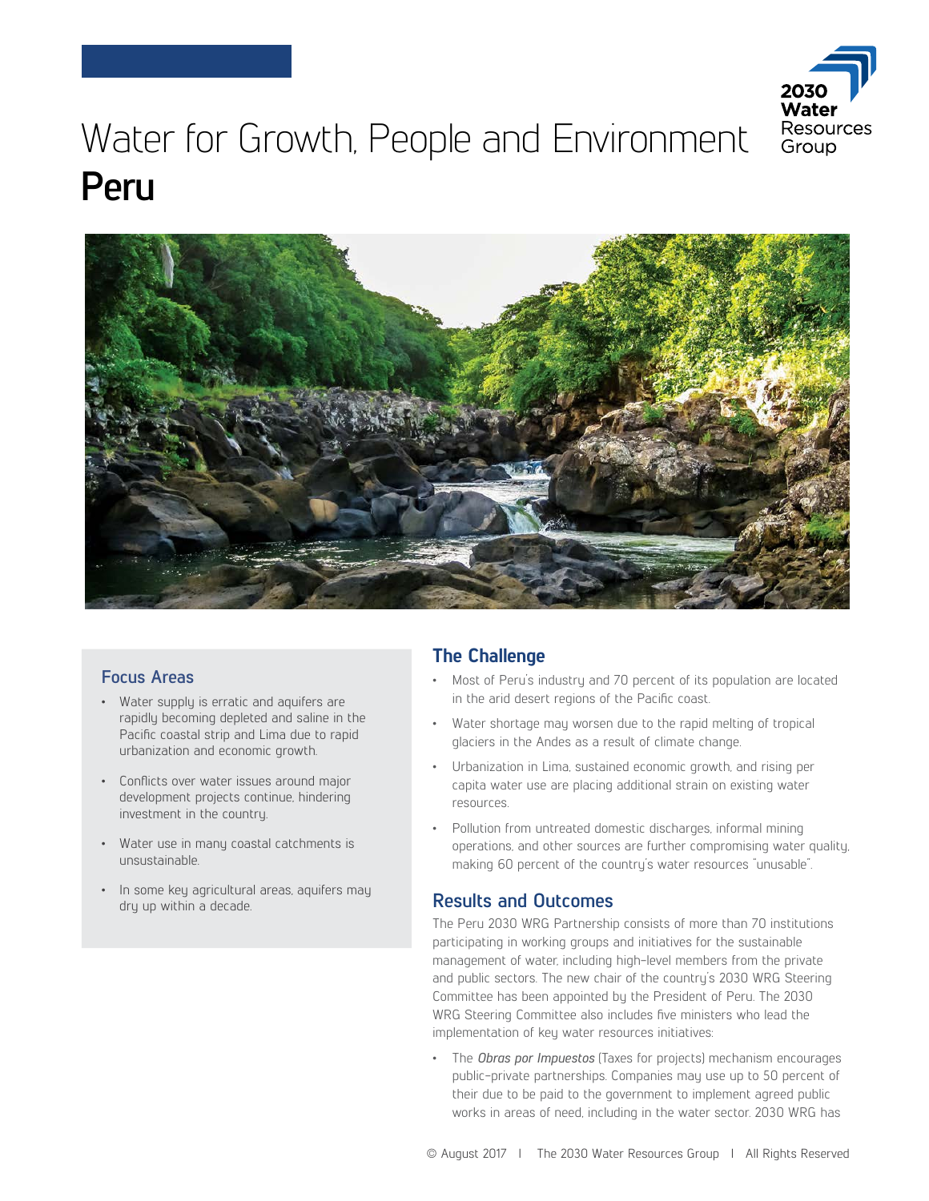# Water for Growth, People and Environment

# Peru

## Focus Areas

- Water supply is erratic and aquifers are rapidly becoming depleted and saline in the Pacific coastal strip and Lima due to rapid urbanization and economic growth.
- Conflicts over water issues around major development projects continue, hindering investment in the country.
- Water use in many coastal catchments is unsustainable.
- In some key agricultural areas, aquifers may dry up within a decade.

## The Challenge

- Most of Peru's industry and 70 percent of its population are located in the arid desert regions of the Pacific coast.
- Water shortage may worsen due to the rapid melting of tropical glaciers in the Andes as a result of climate change.
- Urbanization in Lima, sustained economic growth, and rising per capita water use are placing additional strain on existing water resources.
- Pollution from untreated domestic discharges, informal mining operations, and other sources are further compromising water quality, making 60 percent of the country's water resources "unusable".

## Results and Outcomes

The Peru 2030 WRG Partnership consists of more than 70 institutions participating in working groups and initiatives for the sustainable management of water, including high-level members from the private and public sectors. The new chair of the country's 2030 WRG Steering Committee has been appointed by the President of Peru. The 2030 WRG Steering Committee also includes five ministers who lead the implementation of key water resources initiatives:

- The *Obras por Impuestos* (Taxes for projects) mechanism encourages public-private partnerships. Companies may use up to 50 percent of their due to be paid to the government to implement agreed public works in areas of need, including in the water sector. 2030 WRG has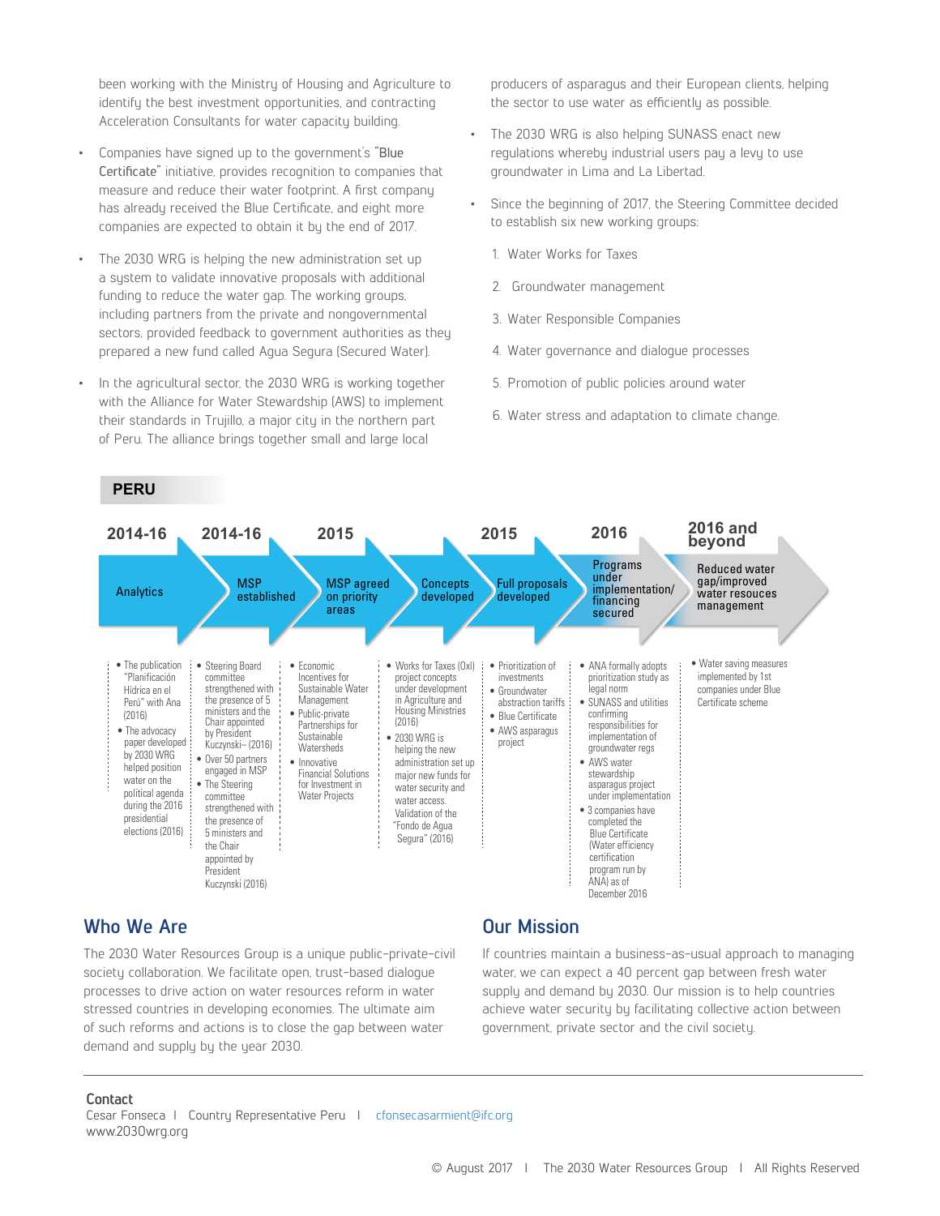been working with the Ministry of Housing and Agriculture to identify the best investment opportunities, and contracting Acceleration Consultants for water capacity building.

- Companies have signed up to the government's "Blue Certificate" initiative, provides recognition to companies that measure and reduce their water footprint. A first company has already received the Blue Certificate, and eight more companies are expected to obtain it by the end of 2017.
- The 2030 WRG is helping the new administration set up a system to validate innovative proposals with additional funding to reduce the water gap. The working groups, including partners from the private and nongovernmental sectors, provided feedback to government authorities as they prepared a new fund called Agua Segura (Secured Water).
- In the agricultural sector, the 2030 WRG is working together with the Alliance for Water Stewardship (AWS) to implement their standards in Trujillo, a major city in the northern part of Peru. The alliance brings together small and large local producers of asparagus and their European clients, helping the sector to use water as efficiently as possible.
- The 2030 WRG is also helping SUNASS enact new regulations whereby industrial users pay a levy to use groundwater in Lima and La Libertad.
- Since the beginning of 2017, the Steering Committee decided to establish six new working groups:

1. Water Works for Taxes
2. Groundwater management
3. Water Responsible Companies
4. Water governance and dialogue processes
5. Promotion of public policies around water
6. Water stress and adaptation to climate change.

**PERU**

2014-16
Analytics

- The publication "Planificación Hídrica en el Perú" with Ana (2016)
- The advocacy paper developed by 2030 WRG helped position water on the political agenda during the 2016 presidential elections (2016)

2014-16
MSP established

- Steering Board committee strengthened with the presence of 5 ministers and the Chair appointed by President Kuczynski– (2016)
- Over 50 partners engaged in MSP
- The Steering committee strengthened with the presence of 5 ministers and the Chair appointed by President Kuczynski (2016)

2015
MSP agreed on priority areas

- Economic Incentives for Sustainable Water Management
- Public-private Partnerships for Sustainable Watersheds
- Innovative Financial Solutions for Investment in Water Projects

Concepts developed

- Works for Taxes (OxI) project concepts under development in Agriculture and Housing Ministries (2016)
- 2030 WRG is helping the new administration set up major new funds for water security and water access. Validation of the "Fondo de Agua Segura" (2016)

2015
Full proposals developed

- Prioritization of investments
- Groundwater abstraction tariffs
- Blue Certificate
- AWS asparagus project

2016
Programs under implementation/ financing secured

- ANA formally adopts prioritization study as legal norm
- SUNASS and utilities confirming responsibilities for implementation of groundwater regs
- AWS water stewardship asparagus project under implementation
- 3 companies have completed the Blue Certificate (Water efficiency certification program run by ANA) as of December 2016

2016 and beyond
Reduced water gap/improved water resouces management

- Water saving measures implemented by 1st companies under Blue Certificate scheme

## Who We Are

The 2030 Water Resources Group is a unique public-private-civil society collaboration. We facilitate open, trust-based dialogue processes to drive action on water resources reform in water stressed countries in developing economies. The ultimate aim of such reforms and actions is to close the gap between water demand and supply by the year 2030.

## Our Mission

If countries maintain a business-as-usual approach to managing water, we can expect a 40 percent gap between fresh water supply and demand by 2030. Our mission is to help countries achieve water security by facilitating collective action between government, private sector and the civil society.

**Contact**
Cesar Fonseca | Country Representative Peru | cfonsecasarmient@ifc.org
www.2030wrg.org

© August 2017 | The 2030 Water Resources Group | All Rights Reserved